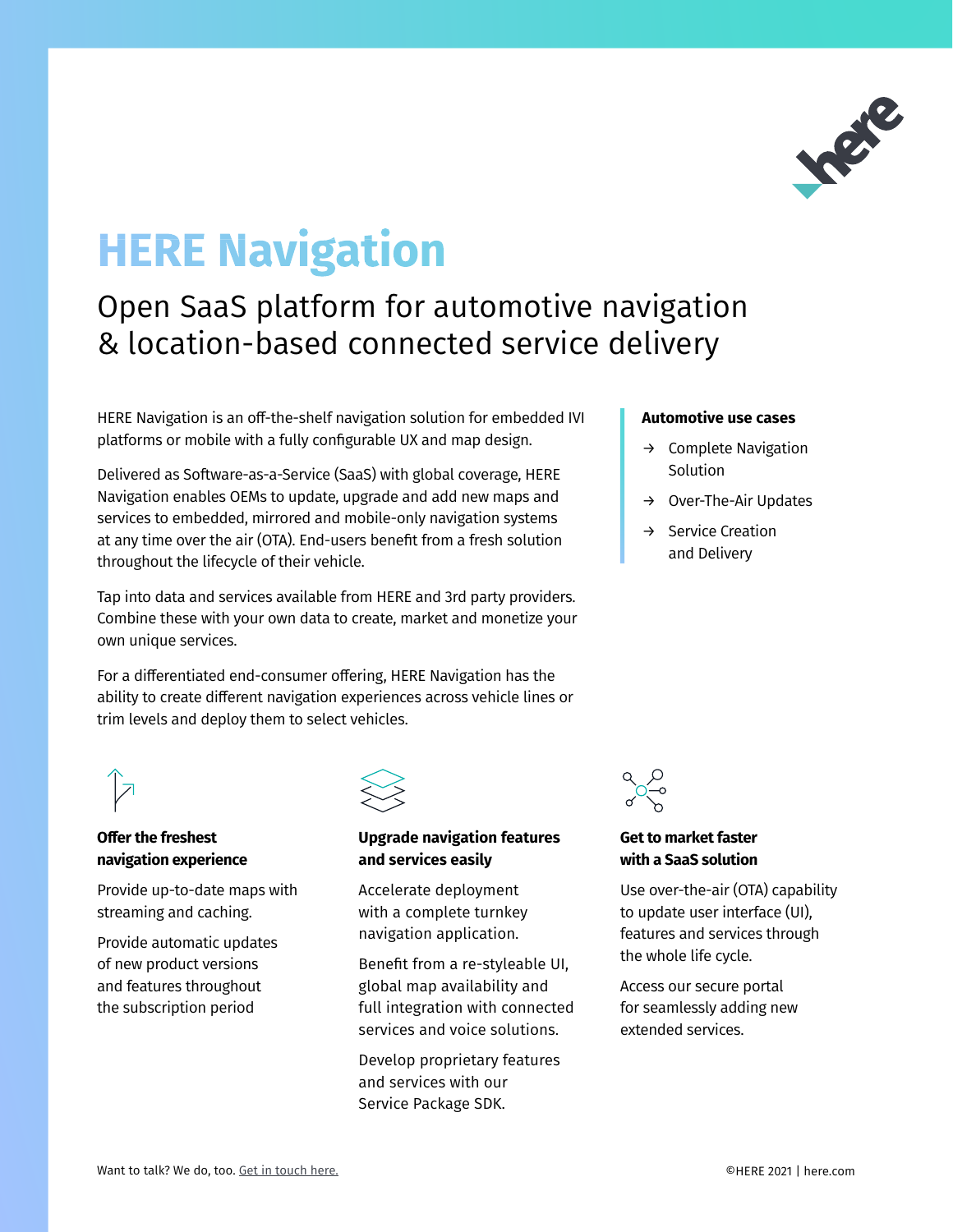# HERE Navigation

## Open SaaS platform for automotive navigation & location-based connected service delivery

HERE Navigation is an off-the-shelf navigation solution for embedded IVI platforms or mobile with a fully configurable UX and map design.

Delivered as Software-as-a-Service (SaaS) with global coverage, HERE Navigation enables OEMs to update, upgrade and add new maps and services to embedded, mirrored and mobile-only navigation systems at any time over the air (OTA). End-users benefit from a fresh solution throughout the lifecycle of their vehicle.

Tap into data and services available from HERE and 3rd party providers. Combine these with your own data to create, market and monetize your own unique services.

For a differentiated end-consumer offering, HERE Navigation has the ability to create different navigation experiences across vehicle lines or trim levels and deploy them to select vehicles.

**Automotive use cases**

- → Complete Navigation Solution
- → Over-The-Air Updates
- → Service Creation and Delivery

### Offer the freshest navigation experience

Provide up-to-date maps with streaming and caching.

Provide automatic updates of new product versions and features throughout the subscription period

### Upgrade navigation features and services easily

Accelerate deployment with a complete turnkey navigation application.

Benefit from a re-styleable UI, global map availability and full integration with connected services and voice solutions.

Develop proprietary features and services with our Service Package SDK.

### Get to market faster with a SaaS solution

Use over-the-air (OTA) capability to update user interface (UI), features and services through the whole life cycle.

Access our secure portal for seamlessly adding new extended services.

Want to talk? We do, too. Get in touch here.

©HERE 2021 | here.com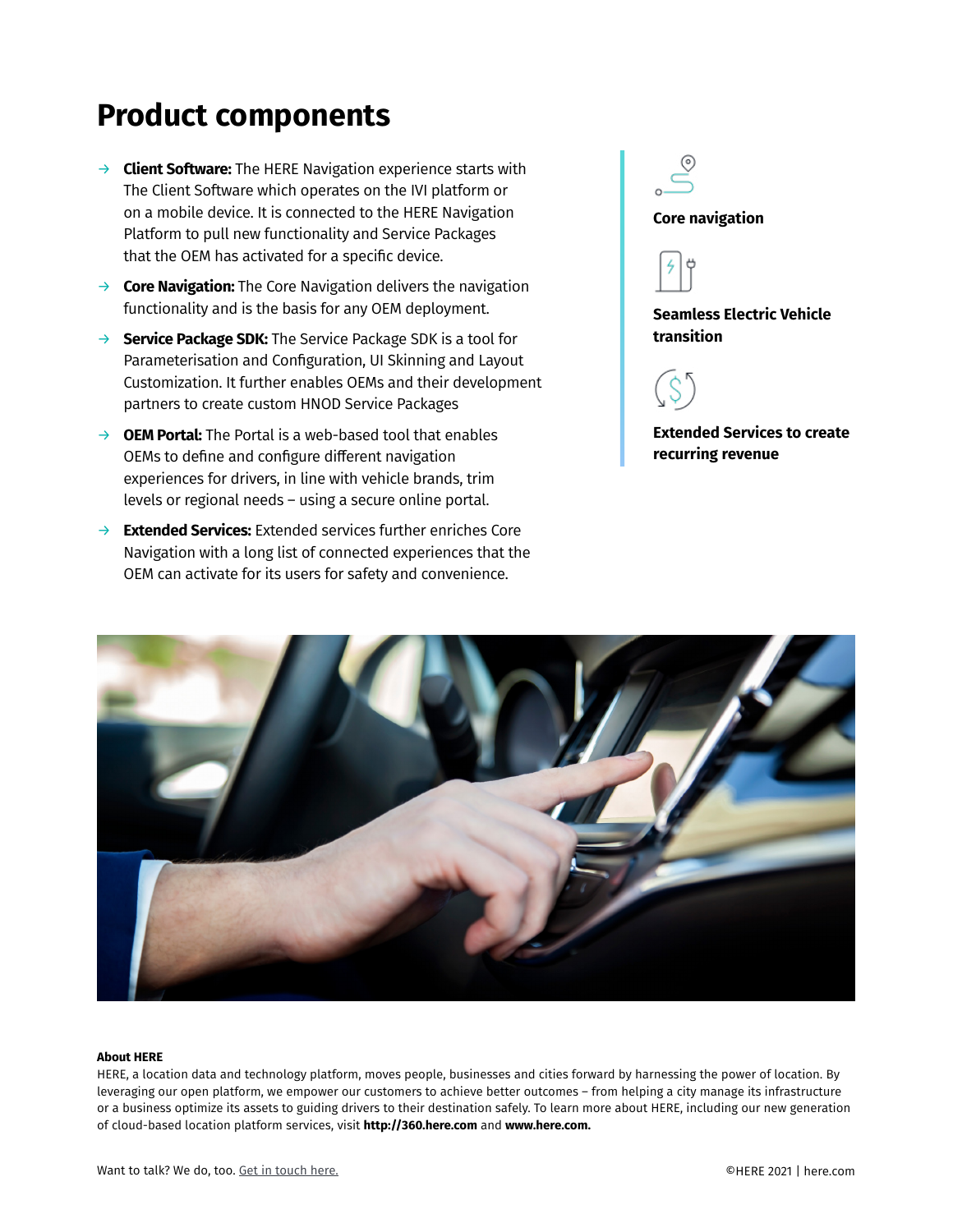# Product components

- **Client Software:** The HERE Navigation experience starts with The Client Software which operates on the IVI platform or on a mobile device. It is connected to the HERE Navigation Platform to pull new functionality and Service Packages that the OEM has activated for a specific device.
- **Core Navigation:** The Core Navigation delivers the navigation functionality and is the basis for any OEM deployment.
- **Service Package SDK:** The Service Package SDK is a tool for Parameterisation and Configuration, UI Skinning and Layout Customization. It further enables OEMs and their development partners to create custom HNOD Service Packages
- **OEM Portal:** The Portal is a web-based tool that enables OEMs to define and configure different navigation experiences for drivers, in line with vehicle brands, trim levels or regional needs – using a secure online portal.
- **Extended Services:** Extended services further enriches Core Navigation with a long list of connected experiences that the OEM can activate for its users for safety and convenience.

**Core navigation**

**Seamless Electric Vehicle transition**

**Extended Services to create recurring revenue**

**About HERE**

HERE, a location data and technology platform, moves people, businesses and cities forward by harnessing the power of location. By leveraging our open platform, we empower our customers to achieve better outcomes – from helping a city manage its infrastructure or a business optimize its assets to guiding drivers to their destination safely. To learn more about HERE, including our new generation of cloud-based location platform services, visit **http://360.here.com** and **www.here.com.**

Want to talk? We do, too. Get in touch here.

©HERE 2021 | here.com